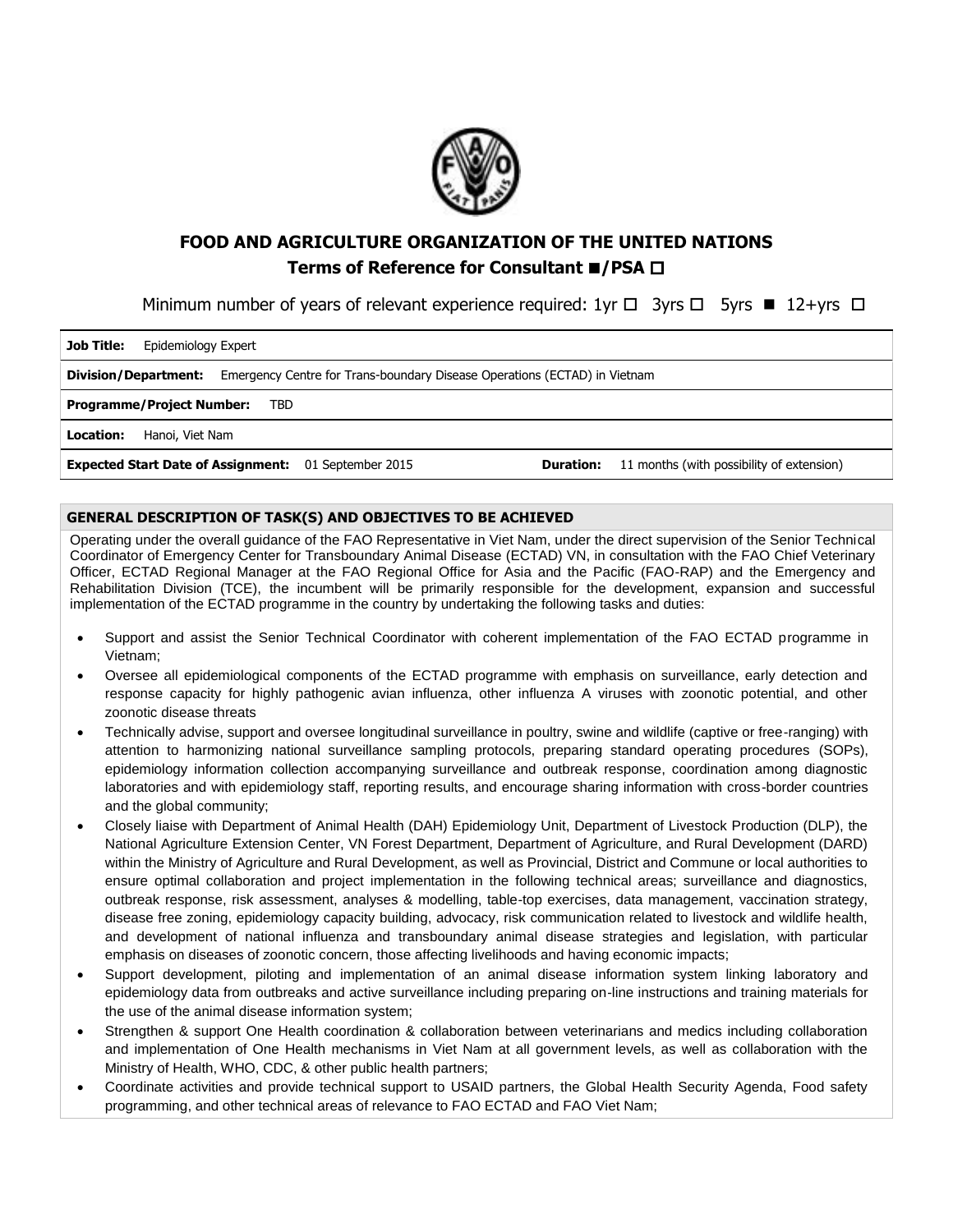# FOOD AND AGRICULTURE ORGANIZATION OF THE UNITED NATIONS

## Terms of Reference for Consultant ■/PSA ☐

Minimum number of years of relevant experience required: 1yr ☐ 3yrs ☐ 5yrs ■ 12+yrs ☐

| | |
|---|---|
| **Job Title:** Epidemiology Expert | |
| **Division/Department:** Emergency Centre for Trans-boundary Disease Operations (ECTAD) in Vietnam | |
| **Programme/Project Number:** TBD | |
| **Location:** Hanoi, Viet Nam | |
| **Expected Start Date of Assignment:** 01 September 2015 | **Duration:** 11 months (with possibility of extension) |

### GENERAL DESCRIPTION OF TASK(S) AND OBJECTIVES TO BE ACHIEVED

Operating under the overall guidance of the FAO Representative in Viet Nam, under the direct supervision of the Senior Technical Coordinator of Emergency Center for Transboundary Animal Disease (ECTAD) VN, in consultation with the FAO Chief Veterinary Officer, ECTAD Regional Manager at the FAO Regional Office for Asia and the Pacific (FAO-RAP) and the Emergency and Rehabilitation Division (TCE), the incumbent will be primarily responsible for the development, expansion and successful implementation of the ECTAD programme in the country by undertaking the following tasks and duties:

- Support and assist the Senior Technical Coordinator with coherent implementation of the FAO ECTAD programme in Vietnam;
- Oversee all epidemiological components of the ECTAD programme with emphasis on surveillance, early detection and response capacity for highly pathogenic avian influenza, other influenza A viruses with zoonotic potential, and other zoonotic disease threats
- Technically advise, support and oversee longitudinal surveillance in poultry, swine and wildlife (captive or free-ranging) with attention to harmonizing national surveillance sampling protocols, preparing standard operating procedures (SOPs), epidemiology information collection accompanying surveillance and outbreak response, coordination among diagnostic laboratories and with epidemiology staff, reporting results, and encourage sharing information with cross-border countries and the global community;
- Closely liaise with Department of Animal Health (DAH) Epidemiology Unit, Department of Livestock Production (DLP), the National Agriculture Extension Center, VN Forest Department, Department of Agriculture, and Rural Development (DARD) within the Ministry of Agriculture and Rural Development, as well as Provincial, District and Commune or local authorities to ensure optimal collaboration and project implementation in the following technical areas; surveillance and diagnostics, outbreak response, risk assessment, analyses & modelling, table-top exercises, data management, vaccination strategy, disease free zoning, epidemiology capacity building, advocacy, risk communication related to livestock and wildlife health, and development of national influenza and transboundary animal disease strategies and legislation, with particular emphasis on diseases of zoonotic concern, those affecting livelihoods and having economic impacts;
- Support development, piloting and implementation of an animal disease information system linking laboratory and epidemiology data from outbreaks and active surveillance including preparing on-line instructions and training materials for the use of the animal disease information system;
- Strengthen & support One Health coordination & collaboration between veterinarians and medics including collaboration and implementation of One Health mechanisms in Viet Nam at all government levels, as well as collaboration with the Ministry of Health, WHO, CDC, & other public health partners;
- Coordinate activities and provide technical support to USAID partners, the Global Health Security Agenda, Food safety programming, and other technical areas of relevance to FAO ECTAD and FAO Viet Nam;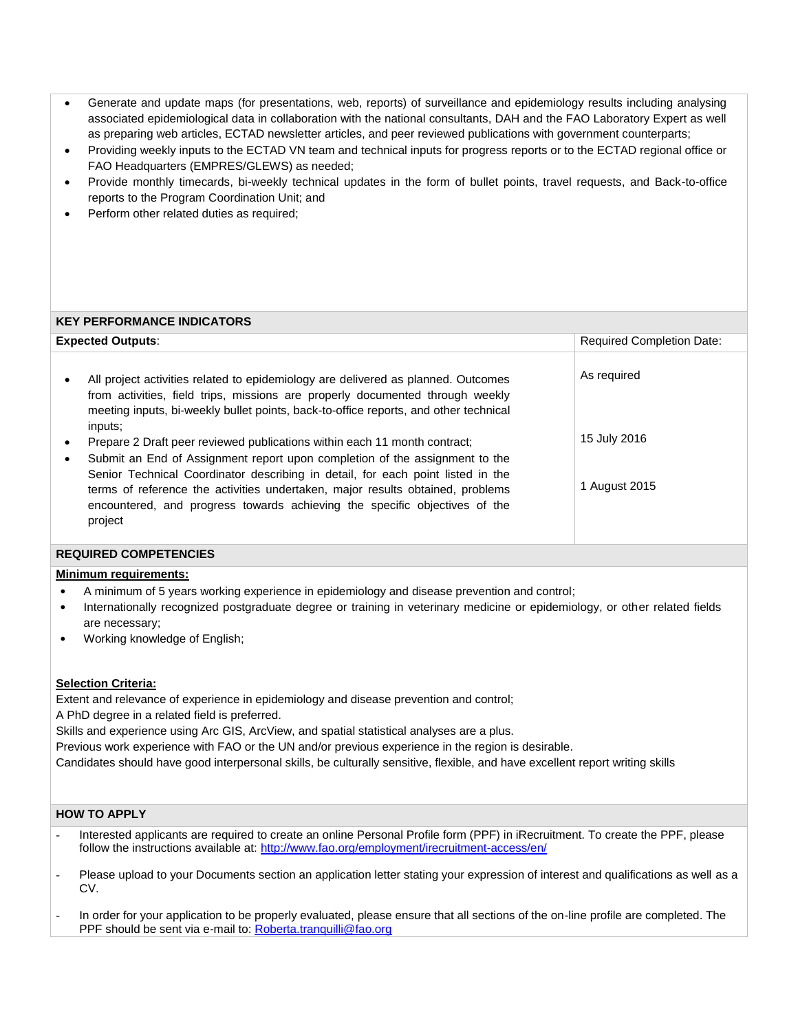- Generate and update maps (for presentations, web, reports) of surveillance and epidemiology results including analysing associated epidemiological data in collaboration with the national consultants, DAH and the FAO Laboratory Expert as well as preparing web articles, ECTAD newsletter articles, and peer reviewed publications with government counterparts;
- Providing weekly inputs to the ECTAD VN team and technical inputs for progress reports or to the ECTAD regional office or FAO Headquarters (EMPRES/GLEWS) as needed;
- Provide monthly timecards, bi-weekly technical updates in the form of bullet points, travel requests, and Back-to-office reports to the Program Coordination Unit; and
- Perform other related duties as required;

## KEY PERFORMANCE INDICATORS

| **Expected Outputs**: | Required Completion Date: |
|---|---|
| • All project activities related to epidemiology are delivered as planned. Outcomes from activities, field trips, missions are properly documented through weekly meeting inputs, bi-weekly bullet points, back-to-office reports, and other technical inputs; | As required |
| • Prepare 2 Draft peer reviewed publications within each 11 month contract; | 15 July 2016 |
| • Submit an End of Assignment report upon completion of the assignment to the Senior Technical Coordinator describing in detail, for each point listed in the terms of reference the activities undertaken, major results obtained, problems encountered, and progress towards achieving the specific objectives of the project | 1 August 2015 |

## REQUIRED COMPETENCIES

**Minimum requirements:**

- A minimum of 5 years working experience in epidemiology and disease prevention and control;
- Internationally recognized postgraduate degree or training in veterinary medicine or epidemiology, or other related fields are necessary;
- Working knowledge of English;

**Selection Criteria:**

Extent and relevance of experience in epidemiology and disease prevention and control;
A PhD degree in a related field is preferred.
Skills and experience using Arc GIS, ArcView, and spatial statistical analyses are a plus.
Previous work experience with FAO or the UN and/or previous experience in the region is desirable.
Candidates should have good interpersonal skills, be culturally sensitive, flexible, and have excellent report writing skills

## HOW TO APPLY

- Interested applicants are required to create an online Personal Profile form (PPF) in iRecruitment. To create the PPF, please follow the instructions available at: http://www.fao.org/employment/irecruitment-access/en/
- Please upload to your Documents section an application letter stating your expression of interest and qualifications as well as a CV.
- In order for your application to be properly evaluated, please ensure that all sections of the on-line profile are completed. The PPF should be sent via e-mail to: Roberta.tranquilli@fao.org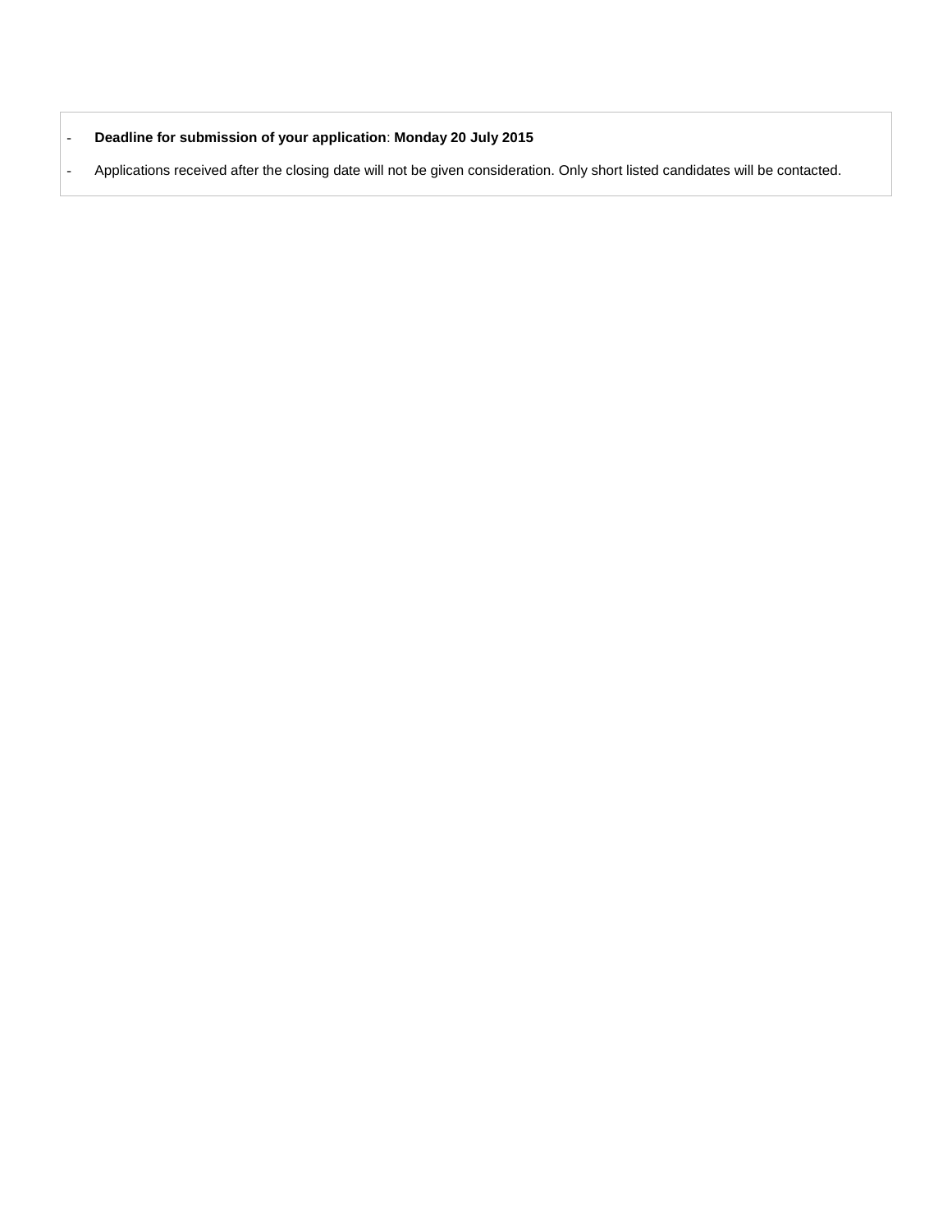- **Deadline for submission of your application**: **Monday 20 July 2015**
- Applications received after the closing date will not be given consideration. Only short listed candidates will be contacted.